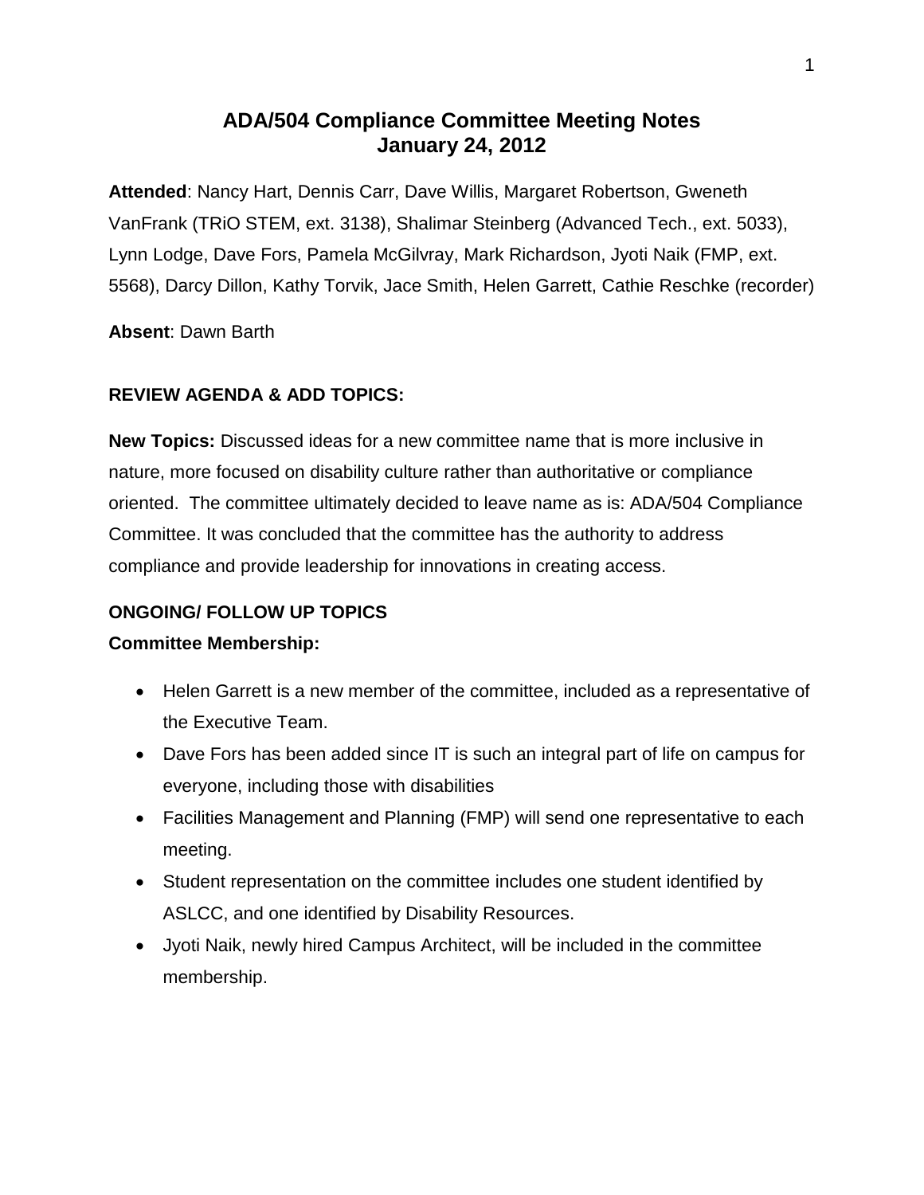# ADA/504 Compliance Committee Meeting Notes
# January 24, 2012

**Attended**: Nancy Hart, Dennis Carr, Dave Willis, Margaret Robertson, Gweneth VanFrank (TRiO STEM, ext. 3138), Shalimar Steinberg (Advanced Tech., ext. 5033), Lynn Lodge, Dave Fors, Pamela McGilvray, Mark Richardson, Jyoti Naik (FMP, ext. 5568), Darcy Dillon, Kathy Torvik, Jace Smith, Helen Garrett, Cathie Reschke (recorder)

**Absent**: Dawn Barth

## REVIEW AGENDA & ADD TOPICS:

**New Topics:** Discussed ideas for a new committee name that is more inclusive in nature, more focused on disability culture rather than authoritative or compliance oriented. The committee ultimately decided to leave name as is: ADA/504 Compliance Committee. It was concluded that the committee has the authority to address compliance and provide leadership for innovations in creating access.

## ONGOING/ FOLLOW UP TOPICS

### Committee Membership:

- Helen Garrett is a new member of the committee, included as a representative of the Executive Team.
- Dave Fors has been added since IT is such an integral part of life on campus for everyone, including those with disabilities
- Facilities Management and Planning (FMP) will send one representative to each meeting.
- Student representation on the committee includes one student identified by ASLCC, and one identified by Disability Resources.
- Jyoti Naik, newly hired Campus Architect, will be included in the committee membership.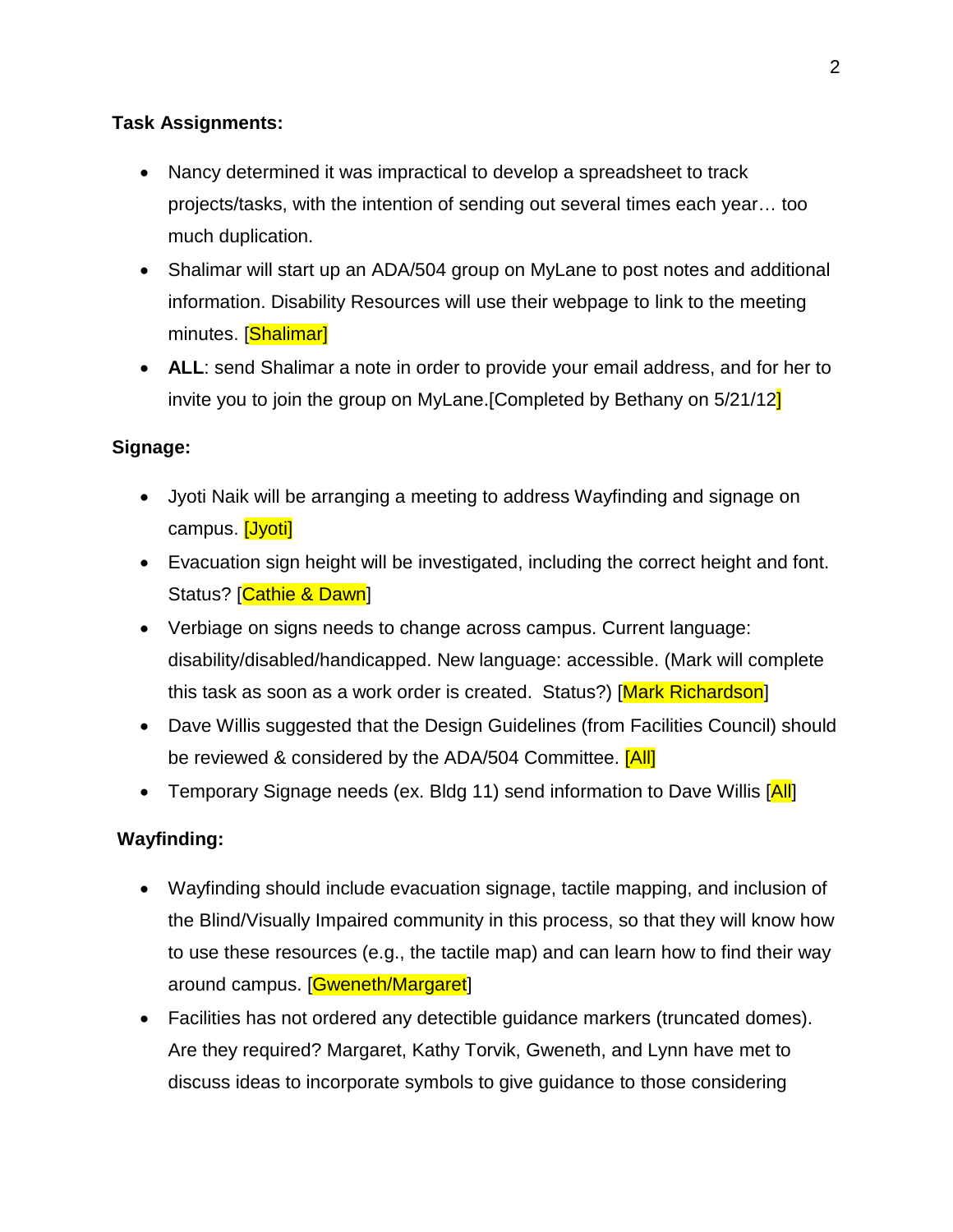**Task Assignments:**

- Nancy determined it was impractical to develop a spreadsheet to track projects/tasks, with the intention of sending out several times each year… too much duplication.
- Shalimar will start up an ADA/504 group on MyLane to post notes and additional information. Disability Resources will use their webpage to link to the meeting minutes. [Shalimar]
- **ALL**: send Shalimar a note in order to provide your email address, and for her to invite you to join the group on MyLane.[Completed by Bethany on 5/21/12]

**Signage:**

- Jyoti Naik will be arranging a meeting to address Wayfinding and signage on campus. [Jyoti]
- Evacuation sign height will be investigated, including the correct height and font. Status? [Cathie & Dawn]
- Verbiage on signs needs to change across campus. Current language: disability/disabled/handicapped. New language: accessible. (Mark will complete this task as soon as a work order is created. Status?) [Mark Richardson]
- Dave Willis suggested that the Design Guidelines (from Facilities Council) should be reviewed & considered by the ADA/504 Committee. [All]
- Temporary Signage needs (ex. Bldg 11) send information to Dave Willis [All]

**Wayfinding:**

- Wayfinding should include evacuation signage, tactile mapping, and inclusion of the Blind/Visually Impaired community in this process, so that they will know how to use these resources (e.g., the tactile map) and can learn how to find their way around campus. [Gweneth/Margaret]
- Facilities has not ordered any detectible guidance markers (truncated domes). Are they required? Margaret, Kathy Torvik, Gweneth, and Lynn have met to discuss ideas to incorporate symbols to give guidance to those considering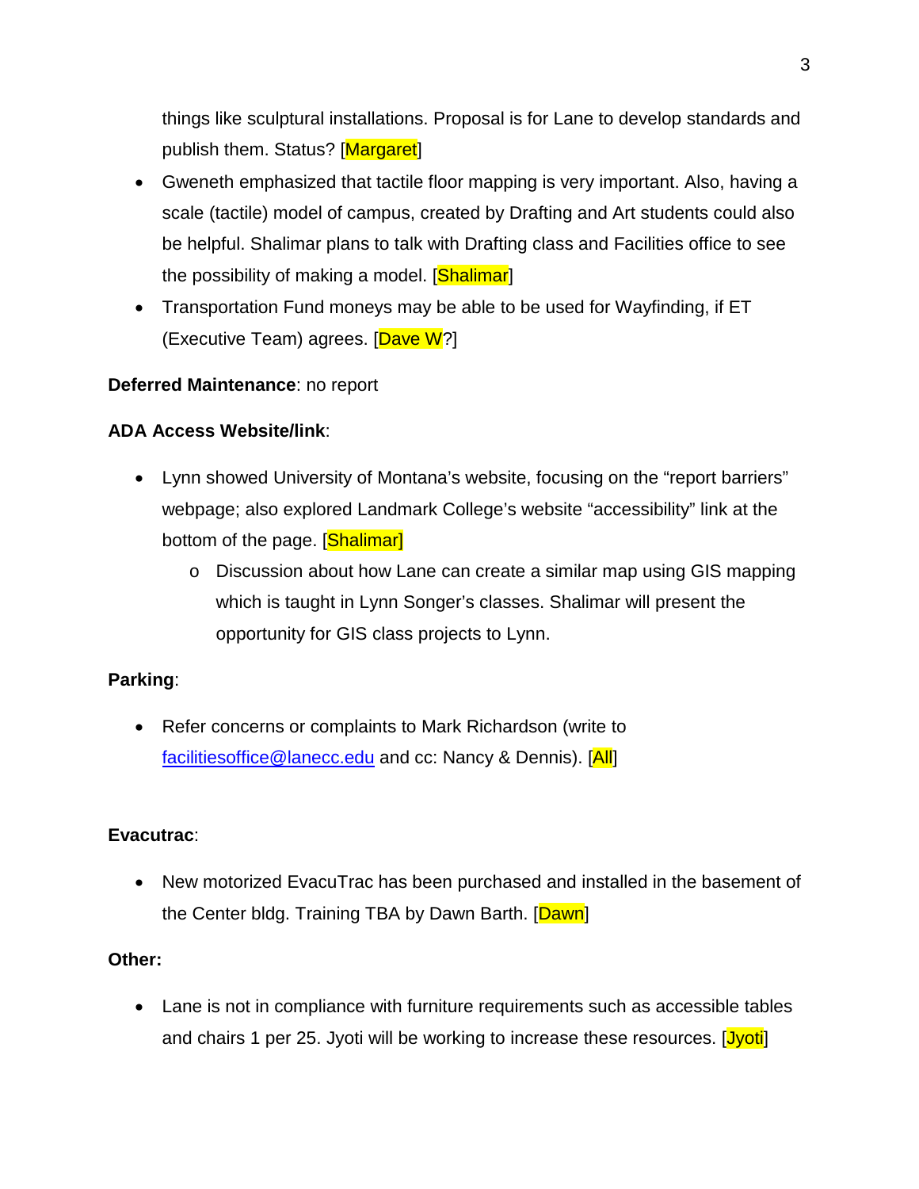things like sculptural installations. Proposal is for Lane to develop standards and publish them. Status? [Margaret]

- Gweneth emphasized that tactile floor mapping is very important. Also, having a scale (tactile) model of campus, created by Drafting and Art students could also be helpful. Shalimar plans to talk with Drafting class and Facilities office to see the possibility of making a model. [Shalimar]
- Transportation Fund moneys may be able to be used for Wayfinding, if ET (Executive Team) agrees. [Dave W?]

**Deferred Maintenance**: no report

**ADA Access Website/link**:

- Lynn showed University of Montana's website, focusing on the "report barriers" webpage; also explored Landmark College's website "accessibility" link at the bottom of the page. [Shalimar]
    - Discussion about how Lane can create a similar map using GIS mapping which is taught in Lynn Songer's classes. Shalimar will present the opportunity for GIS class projects to Lynn.

**Parking**:

- Refer concerns or complaints to Mark Richardson (write to facilitiesoffice@lanecc.edu and cc: Nancy & Dennis). [All]

**Evacutrac**:

- New motorized EvacuTrac has been purchased and installed in the basement of the Center bldg. Training TBA by Dawn Barth. [Dawn]

**Other:**

- Lane is not in compliance with furniture requirements such as accessible tables and chairs 1 per 25. Jyoti will be working to increase these resources. [Jyoti]